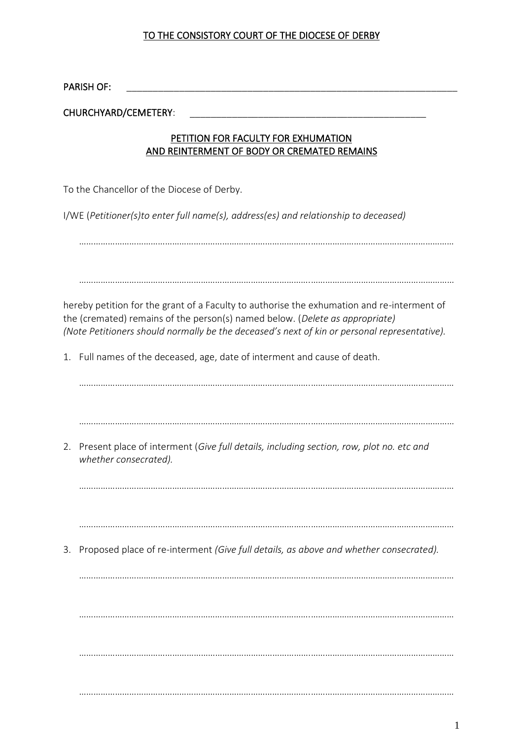**TO THE CONSISTORY COURT OF THE DIOCESE OF DERBY**

**PARISH OF:** ______________________________________________________________

**CHURCHYARD/CEMETERY**: _____________________________________________

**PETITION FOR FACULTY FOR EXHUMATION AND REINTERMENT OF BODY OR CREMATED REMAINS**

To the Chancellor of the Diocese of Derby.

I/WE (*Petitioner(s)to enter full name(s), address(es) and relationship to deceased*)

……………………………………………………………………………………………………………………………………

……………………………………………………………………………………………………………………………………

hereby petition for the grant of a Faculty to authorise the exhumation and re-interment of the (cremated) remains of the person(s) named below. (*Delete as appropriate*) *(Note Petitioners should normally be the deceased's next of kin or personal representative).*

1. Full names of the deceased, age, date of interment and cause of death.

   ……………………………………………………………………………………………………………………………………

   ……………………………………………………………………………………………………………………………………

2. Present place of interment (*Give full details, including section, row, plot no. etc and whether consecrated).*

   ……………………………………………………………………………………………………………………………………

   ……………………………………………………………………………………………………………………………………

3. Proposed place of re-interment *(Give full details, as above and whether consecrated).*

   ……………………………………………………………………………………………………………………………………

   ……………………………………………………………………………………………………………………………………

   ……………………………………………………………………………………………………………………………………

   ……………………………………………………………………………………………………………………………………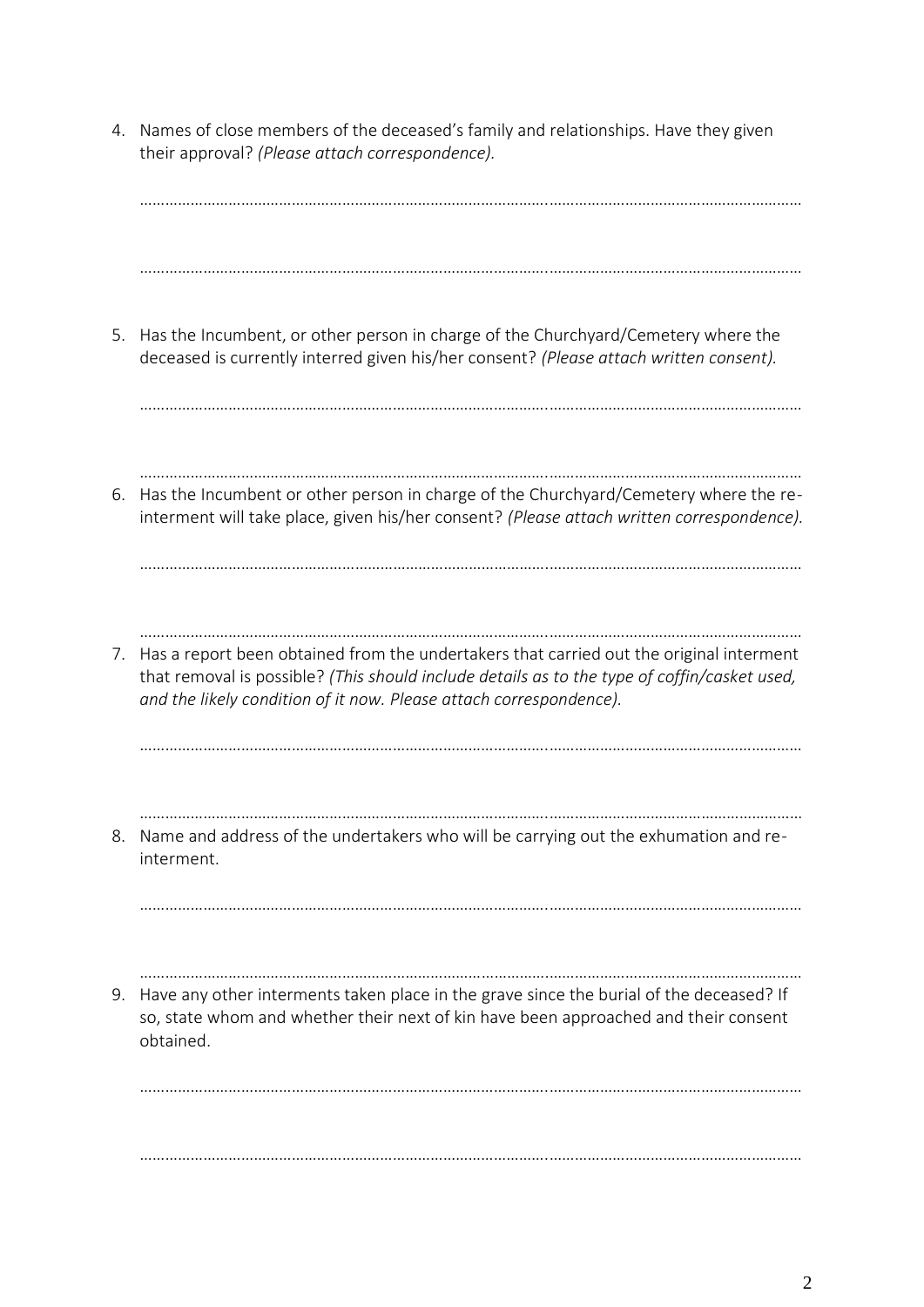4. Names of close members of the deceased's family and relationships. Have they given their approval? *(Please attach correspondence).*

    ………………………………………………………………………………………………………………………………………

    ………………………………………………………………………………………………………………………………………

5. Has the Incumbent, or other person in charge of the Churchyard/Cemetery where the deceased is currently interred given his/her consent? *(Please attach written consent).*

    ………………………………………………………………………………………………………………………………………

    ………………………………………………………………………………………………………………………………………

6. Has the Incumbent or other person in charge of the Churchyard/Cemetery where the re-interment will take place, given his/her consent? *(Please attach written correspondence).*

    ………………………………………………………………………………………………………………………………………

    ………………………………………………………………………………………………………………………………………

7. Has a report been obtained from the undertakers that carried out the original interment that removal is possible? *(This should include details as to the type of coffin/casket used, and the likely condition of it now. Please attach correspondence).*

    ………………………………………………………………………………………………………………………………………

    ………………………………………………………………………………………………………………………………………

8. Name and address of the undertakers who will be carrying out the exhumation and re-interment.

    ………………………………………………………………………………………………………………………………………

    ………………………………………………………………………………………………………………………………………

9. Have any other interments taken place in the grave since the burial of the deceased? If so, state whom and whether their next of kin have been approached and their consent obtained.

    ………………………………………………………………………………………………………………………………………

    ………………………………………………………………………………………………………………………………………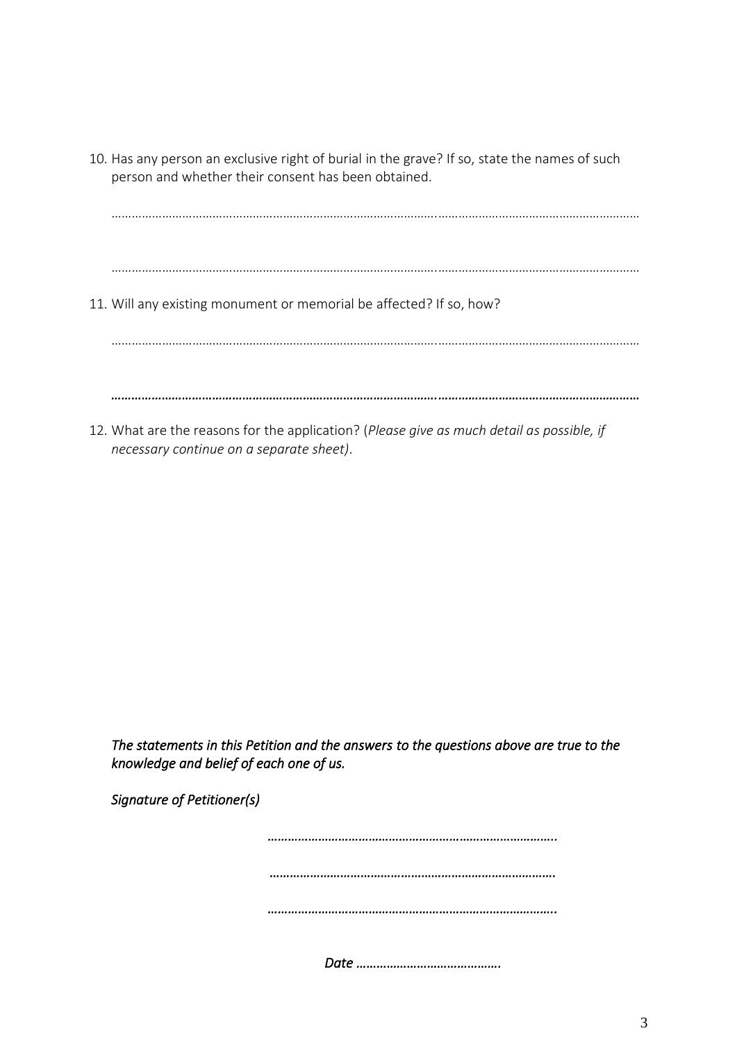10. Has any person an exclusive right of burial in the grave? If so, state the names of such person and whether their consent has been obtained.

……………………………………………………………………………………………………………………………………………

……………………………………………………………………………………………………………………………………………

11. Will any existing monument or memorial be affected? If so, how?

……………………………………………………………………………………………………………………………………………

……………………………………………………………………………………………………………………………………………

12. What are the reasons for the application? (*Please give as much detail as possible, if necessary continue on a separate sheet)*.

*The statements in this Petition and the answers to the questions above are true to the knowledge and belief of each one of us.*

*Signature of Petitioner(s)*

*…………………………………………………………………………..*

*…………………………………………………………………………..*

*…………………………………………………………………………..*

*Date …………………………………….*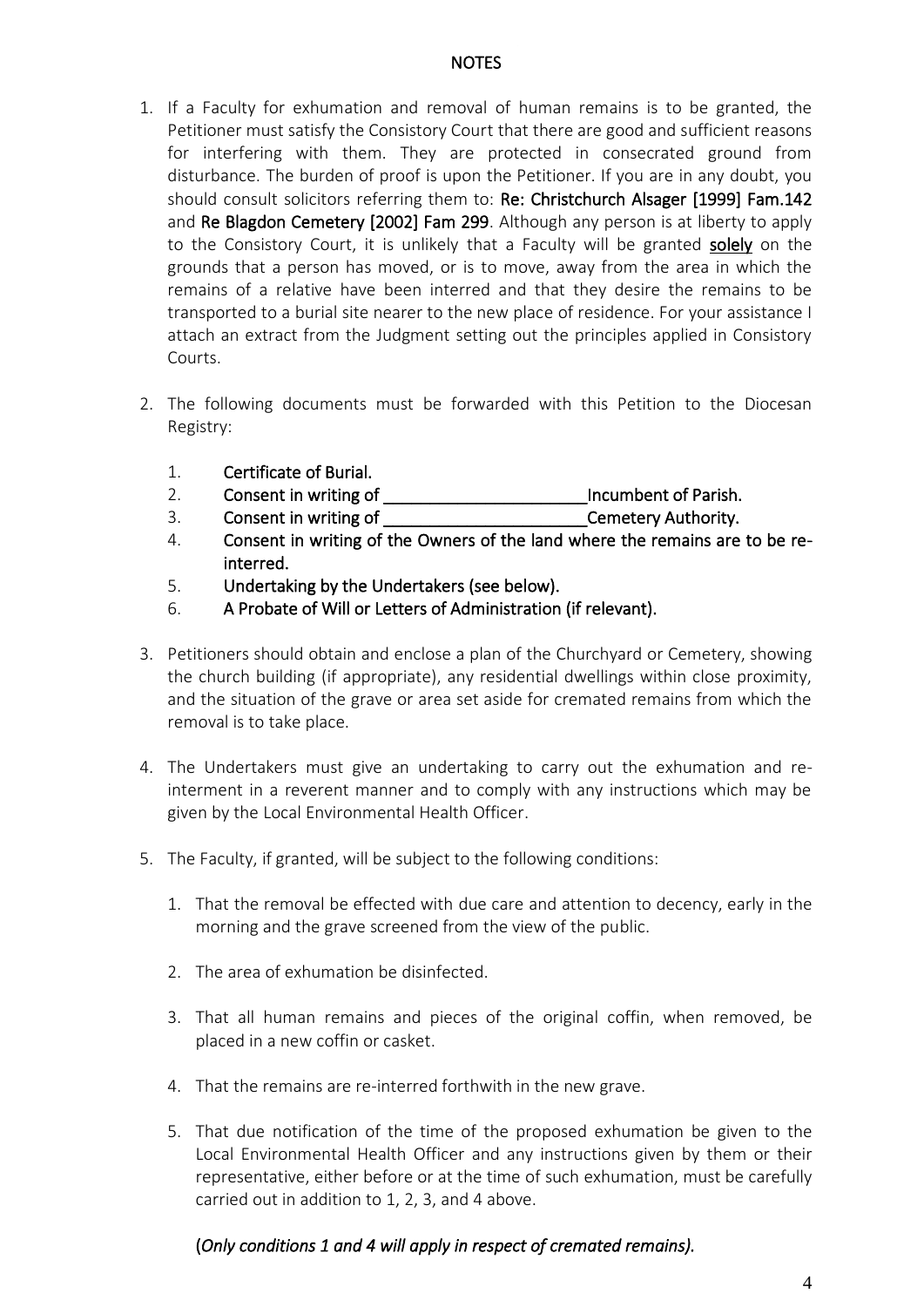## NOTES

1. If a Faculty for exhumation and removal of human remains is to be granted, the Petitioner must satisfy the Consistory Court that there are good and sufficient reasons for interfering with them. They are protected in consecrated ground from disturbance. The burden of proof is upon the Petitioner. If you are in any doubt, you should consult solicitors referring them to: **Re: Christchurch Alsager [1999] Fam.142** and **Re Blagdon Cemetery [2002] Fam 299**. Although any person is at liberty to apply to the Consistory Court, it is unlikely that a Faculty will be granted **solely** on the grounds that a person has moved, or is to move, away from the area in which the remains of a relative have been interred and that they desire the remains to be transported to a burial site nearer to the new place of residence. For your assistance I attach an extract from the Judgment setting out the principles applied in Consistory Courts.

2. The following documents must be forwarded with this Petition to the Diocesan Registry:

    1. **Certificate of Burial.**
    2. **Consent in writing of ______________________ Incumbent of Parish.**
    3. **Consent in writing of ______________________ Cemetery Authority.**
    4. **Consent in writing of the Owners of the land where the remains are to be re-interred.**
    5. **Undertaking by the Undertakers (see below).**
    6. **A Probate of Will or Letters of Administration (if relevant).**

3. Petitioners should obtain and enclose a plan of the Churchyard or Cemetery, showing the church building (if appropriate), any residential dwellings within close proximity, and the situation of the grave or area set aside for cremated remains from which the removal is to take place.

4. The Undertakers must give an undertaking to carry out the exhumation and re-interment in a reverent manner and to comply with any instructions which may be given by the Local Environmental Health Officer.

5. The Faculty, if granted, will be subject to the following conditions:

    1. That the removal be effected with due care and attention to decency, early in the morning and the grave screened from the view of the public.

    2. The area of exhumation be disinfected.

    3. That all human remains and pieces of the original coffin, when removed, be placed in a new coffin or casket.

    4. That the remains are re-interred forthwith in the new grave.

    5. That due notification of the time of the proposed exhumation be given to the Local Environmental Health Officer and any instructions given by them or their representative, either before or at the time of such exhumation, must be carefully carried out in addition to 1, 2, 3, and 4 above.

    (*Only conditions 1 and 4 will apply in respect of cremated remains).*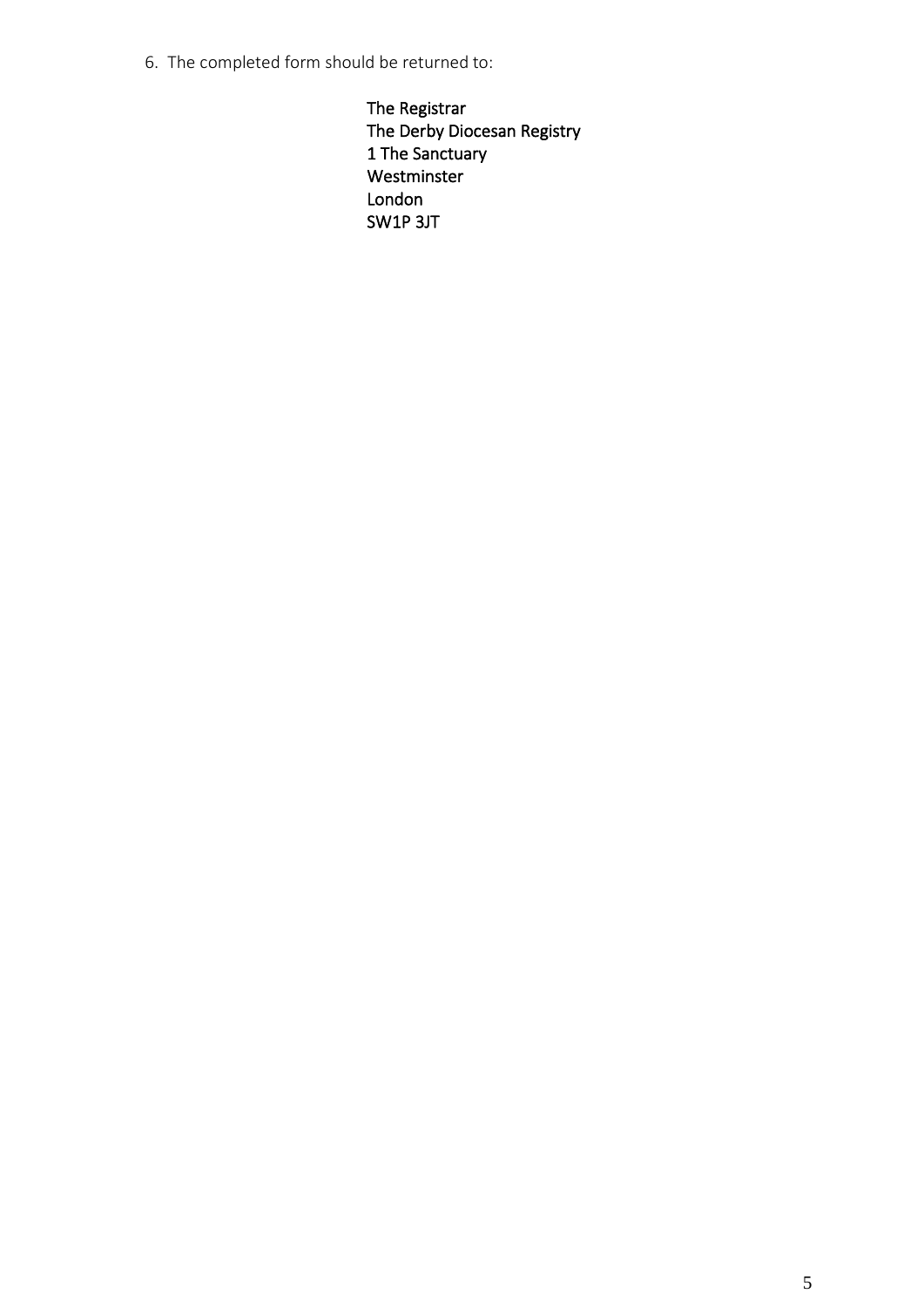6. The completed form should be returned to:

   The Registrar
   The Derby Diocesan Registry
   1 The Sanctuary
   Westminster
   London
   SW1P 3JT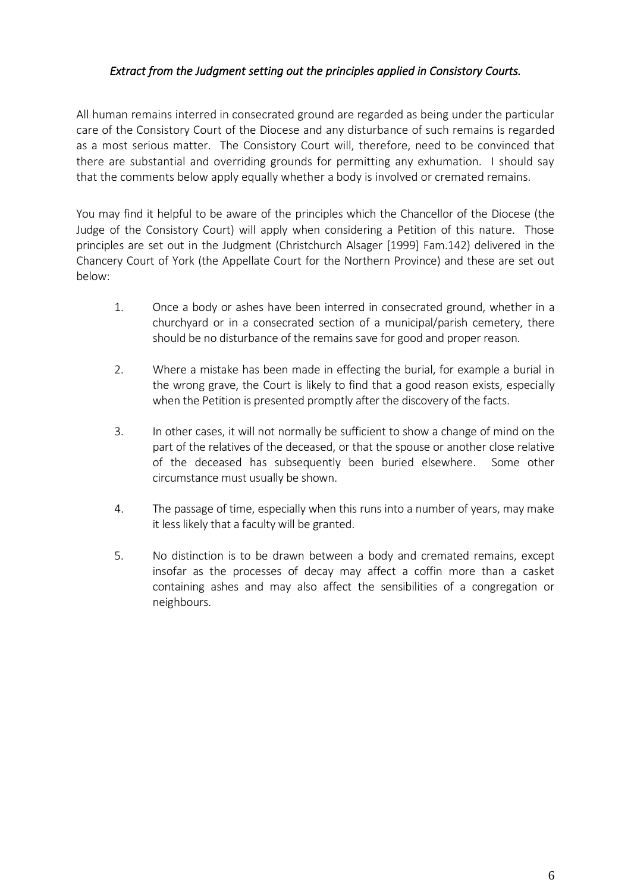*Extract from the Judgment setting out the principles applied in Consistory Courts.*

All human remains interred in consecrated ground are regarded as being under the particular care of the Consistory Court of the Diocese and any disturbance of such remains is regarded as a most serious matter. The Consistory Court will, therefore, need to be convinced that there are substantial and overriding grounds for permitting any exhumation. I should say that the comments below apply equally whether a body is involved or cremated remains.

You may find it helpful to be aware of the principles which the Chancellor of the Diocese (the Judge of the Consistory Court) will apply when considering a Petition of this nature. Those principles are set out in the Judgment (Christchurch Alsager [1999] Fam.142) delivered in the Chancery Court of York (the Appellate Court for the Northern Province) and these are set out below:

1. Once a body or ashes have been interred in consecrated ground, whether in a churchyard or in a consecrated section of a municipal/parish cemetery, there should be no disturbance of the remains save for good and proper reason.

2. Where a mistake has been made in effecting the burial, for example a burial in the wrong grave, the Court is likely to find that a good reason exists, especially when the Petition is presented promptly after the discovery of the facts.

3. In other cases, it will not normally be sufficient to show a change of mind on the part of the relatives of the deceased, or that the spouse or another close relative of the deceased has subsequently been buried elsewhere. Some other circumstance must usually be shown.

4. The passage of time, especially when this runs into a number of years, may make it less likely that a faculty will be granted.

5. No distinction is to be drawn between a body and cremated remains, except insofar as the processes of decay may affect a coffin more than a casket containing ashes and may also affect the sensibilities of a congregation or neighbours.